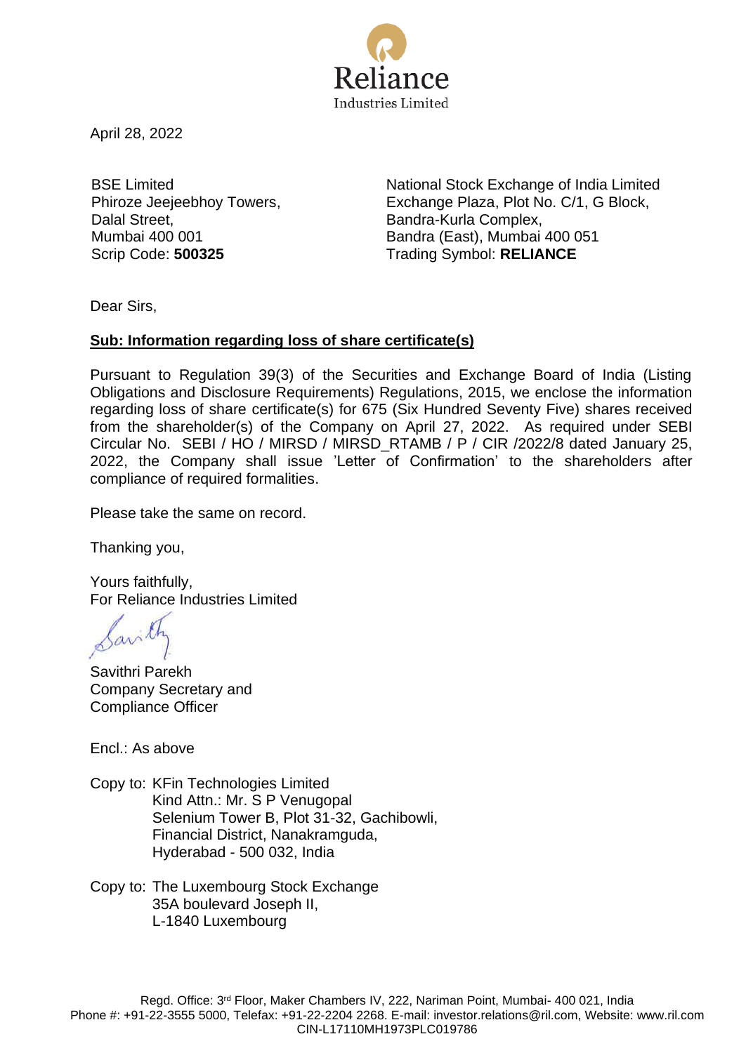Reliance
Industries Limited

April 28, 2022

BSE Limited
Phiroze Jeejeebhoy Towers,
Dalal Street,
Mumbai 400 001
Scrip Code: **500325**

National Stock Exchange of India Limited
Exchange Plaza, Plot No. C/1, G Block,
Bandra-Kurla Complex,
Bandra (East), Mumbai 400 051
Trading Symbol: **RELIANCE**

Dear Sirs,

**Sub: Information regarding loss of share certificate(s)**

Pursuant to Regulation 39(3) of the Securities and Exchange Board of India (Listing Obligations and Disclosure Requirements) Regulations, 2015, we enclose the information regarding loss of share certificate(s) for 675 (Six Hundred Seventy Five) shares received from the shareholder(s) of the Company on April 27, 2022. As required under SEBI Circular No. SEBI / HO / MIRSD / MIRSD_RTAMB / P / CIR /2022/8 dated January 25, 2022, the Company shall issue 'Letter of Confirmation' to the shareholders after compliance of required formalities.

Please take the same on record.

Thanking you,

Yours faithfully,
For Reliance Industries Limited

Savithri Parekh
Company Secretary and
Compliance Officer

Encl.: As above

Copy to: KFin Technologies Limited
Kind Attn.: Mr. S P Venugopal
Selenium Tower B, Plot 31-32, Gachibowli,
Financial District, Nanakramguda,
Hyderabad - 500 032, India

Copy to: The Luxembourg Stock Exchange
35A boulevard Joseph II,
L-1840 Luxembourg

Regd. Office: 3rd Floor, Maker Chambers IV, 222, Nariman Point, Mumbai- 400 021, India
Phone #: +91-22-3555 5000, Telefax: +91-22-2204 2268. E-mail: investor.relations@ril.com, Website: www.ril.com
CIN-L17110MH1973PLC019786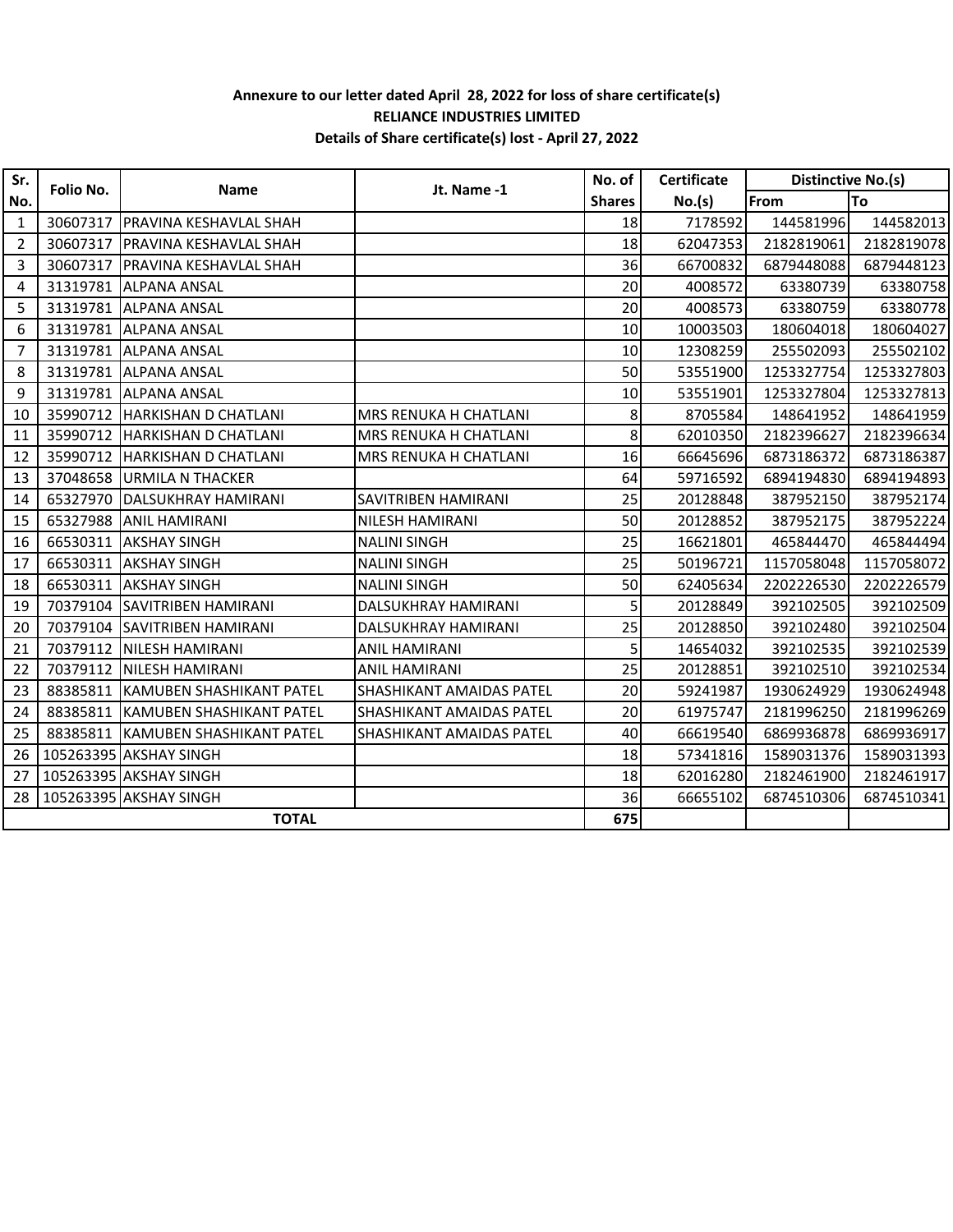**Annexure to our letter dated April 28, 2022 for loss of share certificate(s)**

**RELIANCE INDUSTRIES LIMITED**

**Details of Share certificate(s) lost - April 27, 2022**

| Sr. No. | Folio No. | Name | Jt. Name -1 | No. of Shares | Certificate No.(s) | Distinctive No.(s) | |
|---|---|---|---|---|---|---|---|
| | | | | | | From | To |
| 1 | 30607317 | PRAVINA KESHAVLAL SHAH | | 18 | 7178592 | 144581996 | 144582013 |
| 2 | 30607317 | PRAVINA KESHAVLAL SHAH | | 18 | 62047353 | 2182819061 | 2182819078 |
| 3 | 30607317 | PRAVINA KESHAVLAL SHAH | | 36 | 66700832 | 6879448088 | 6879448123 |
| 4 | 31319781 | ALPANA ANSAL | | 20 | 4008572 | 63380739 | 63380758 |
| 5 | 31319781 | ALPANA ANSAL | | 20 | 4008573 | 63380759 | 63380778 |
| 6 | 31319781 | ALPANA ANSAL | | 10 | 10003503 | 180604018 | 180604027 |
| 7 | 31319781 | ALPANA ANSAL | | 10 | 12308259 | 255502093 | 255502102 |
| 8 | 31319781 | ALPANA ANSAL | | 50 | 53551900 | 1253327754 | 1253327803 |
| 9 | 31319781 | ALPANA ANSAL | | 10 | 53551901 | 1253327804 | 1253327813 |
| 10 | 35990712 | HARKISHAN D CHATLANI | MRS RENUKA H CHATLANI | 8 | 8705584 | 148641952 | 148641959 |
| 11 | 35990712 | HARKISHAN D CHATLANI | MRS RENUKA H CHATLANI | 8 | 62010350 | 2182396627 | 2182396634 |
| 12 | 35990712 | HARKISHAN D CHATLANI | MRS RENUKA H CHATLANI | 16 | 66645696 | 6873186372 | 6873186387 |
| 13 | 37048658 | URMILA N THACKER | | 64 | 59716592 | 6894194830 | 6894194893 |
| 14 | 65327970 | DALSUKHRAY HAMIRANI | SAVITRIBEN HAMIRANI | 25 | 20128848 | 387952150 | 387952174 |
| 15 | 65327988 | ANIL HAMIRANI | NILESH HAMIRANI | 50 | 20128852 | 387952175 | 387952224 |
| 16 | 66530311 | AKSHAY SINGH | NALINI SINGH | 25 | 16621801 | 465844470 | 465844494 |
| 17 | 66530311 | AKSHAY SINGH | NALINI SINGH | 25 | 50196721 | 1157058048 | 1157058072 |
| 18 | 66530311 | AKSHAY SINGH | NALINI SINGH | 50 | 62405634 | 2202226530 | 2202226579 |
| 19 | 70379104 | SAVITRIBEN HAMIRANI | DALSUKHRAY HAMIRANI | 5 | 20128849 | 392102505 | 392102509 |
| 20 | 70379104 | SAVITRIBEN HAMIRANI | DALSUKHRAY HAMIRANI | 25 | 20128850 | 392102480 | 392102504 |
| 21 | 70379112 | NILESH HAMIRANI | ANIL HAMIRANI | 5 | 14654032 | 392102535 | 392102539 |
| 22 | 70379112 | NILESH HAMIRANI | ANIL HAMIRANI | 25 | 20128851 | 392102510 | 392102534 |
| 23 | 88385811 | KAMUBEN SHASHIKANT PATEL | SHASHIKANT AMAIDAS PATEL | 20 | 59241987 | 1930624929 | 1930624948 |
| 24 | 88385811 | KAMUBEN SHASHIKANT PATEL | SHASHIKANT AMAIDAS PATEL | 20 | 61975747 | 2181996250 | 2181996269 |
| 25 | 88385811 | KAMUBEN SHASHIKANT PATEL | SHASHIKANT AMAIDAS PATEL | 40 | 66619540 | 6869936878 | 6869936917 |
| 26 | 105263395 | AKSHAY SINGH | | 18 | 57341816 | 1589031376 | 1589031393 |
| 27 | 105263395 | AKSHAY SINGH | | 18 | 62016280 | 2182461900 | 2182461917 |
| 28 | 105263395 | AKSHAY SINGH | | 36 | 66655102 | 6874510306 | 6874510341 |
| **TOTAL** | | | | **675** | | | |